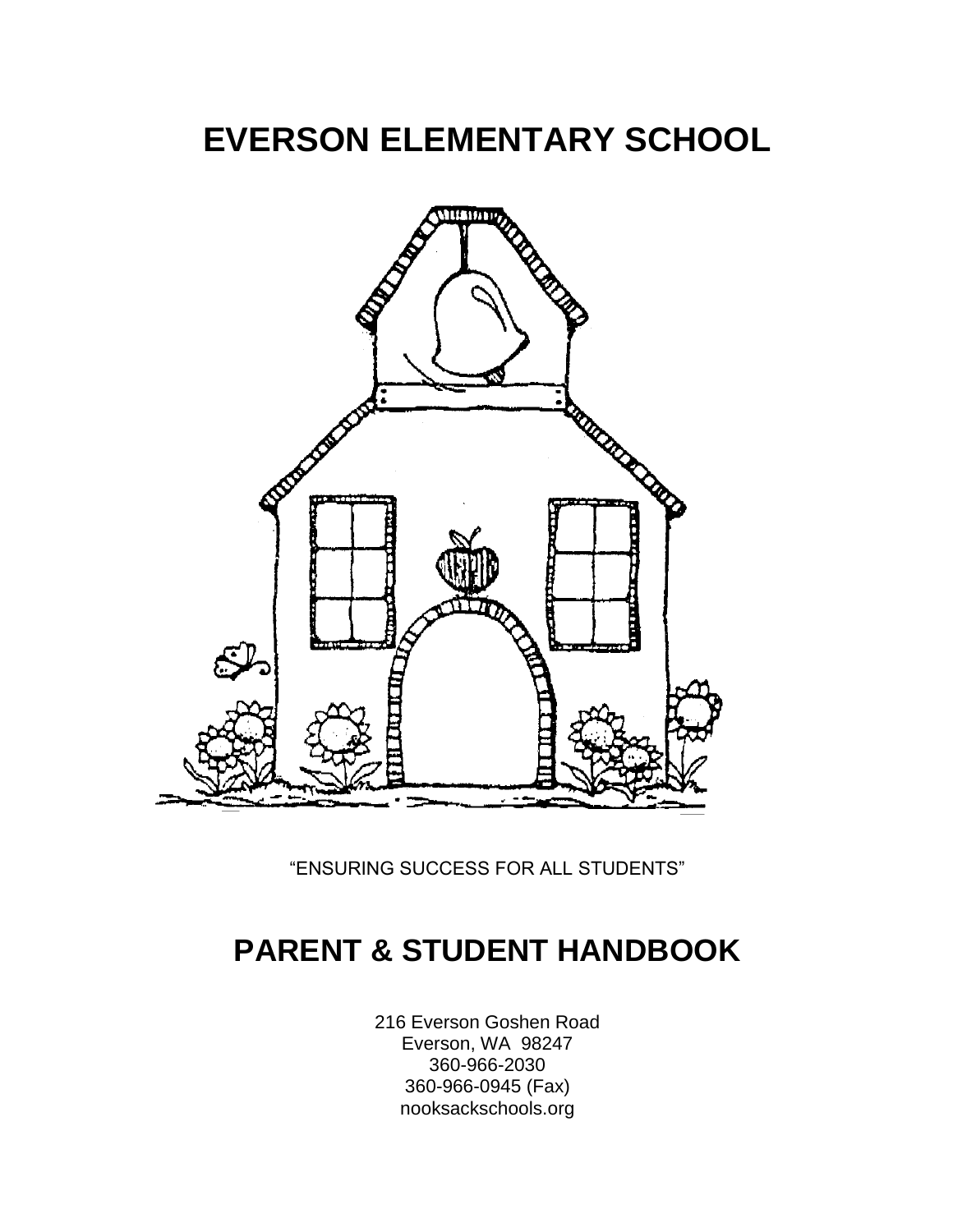# EVERSON ELEMENTARY SCHOOL

"ENSURING SUCCESS FOR ALL STUDENTS"

# PARENT & STUDENT HANDBOOK

216 Everson Goshen Road
Everson, WA 98247
360-966-2030
360-966-0945 (Fax)
nooksackschools.org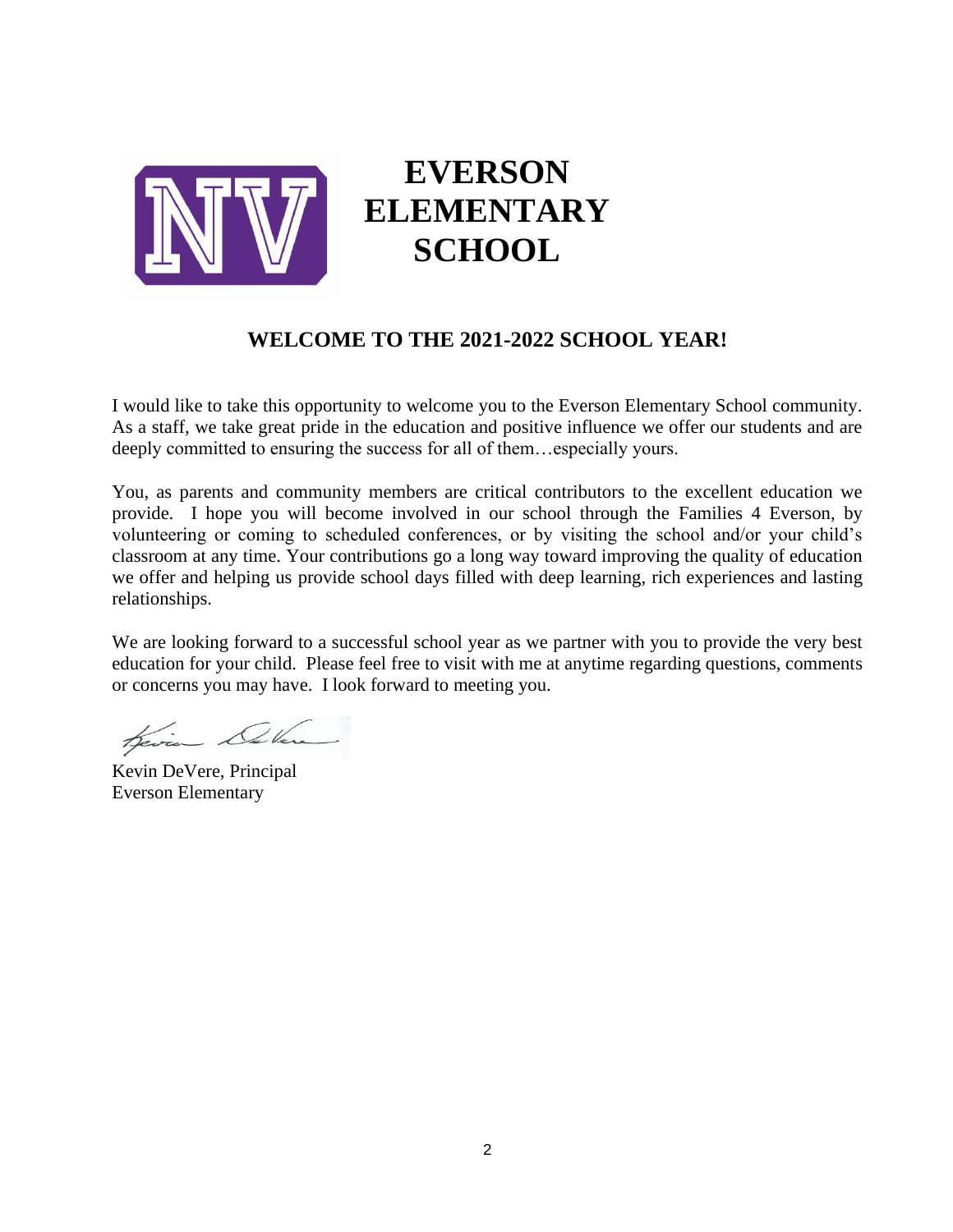# EVERSON ELEMENTARY SCHOOL

## WELCOME TO THE 2021-2022 SCHOOL YEAR!

I would like to take this opportunity to welcome you to the Everson Elementary School community. As a staff, we take great pride in the education and positive influence we offer our students and are deeply committed to ensuring the success for all of them…especially yours.

You, as parents and community members are critical contributors to the excellent education we provide. I hope you will become involved in our school through the Families 4 Everson, by volunteering or coming to scheduled conferences, or by visiting the school and/or your child's classroom at any time. Your contributions go a long way toward improving the quality of education we offer and helping us provide school days filled with deep learning, rich experiences and lasting relationships.

We are looking forward to a successful school year as we partner with you to provide the very best education for your child. Please feel free to visit with me at anytime regarding questions, comments or concerns you may have. I look forward to meeting you.

Kevin DeVere, Principal
Everson Elementary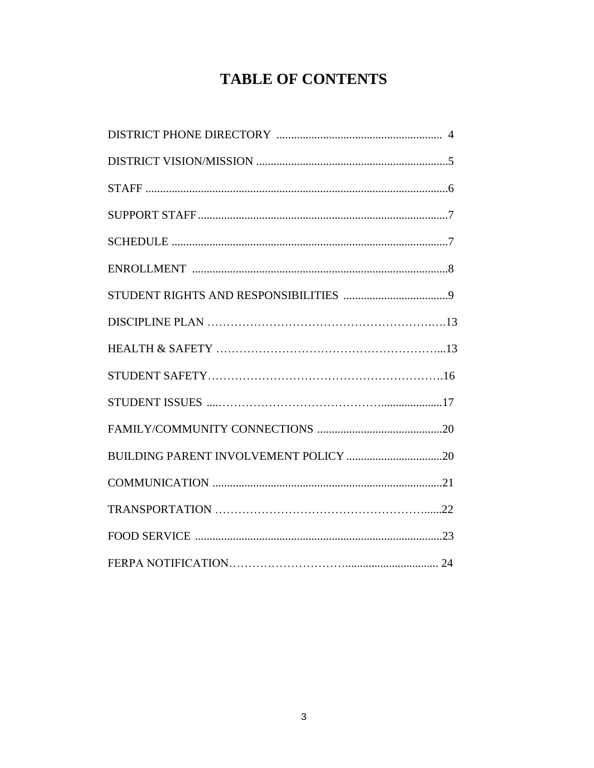# TABLE OF CONTENTS

| | |
|---|---|
| DISTRICT PHONE DIRECTORY | 4 |
| DISTRICT VISION/MISSION | 5 |
| STAFF | 6 |
| SUPPORT STAFF | 7 |
| SCHEDULE | 7 |
| ENROLLMENT | 8 |
| STUDENT RIGHTS AND RESPONSIBILITIES | 9 |
| DISCIPLINE PLAN | 13 |
| HEALTH & SAFETY | 13 |
| STUDENT SAFETY | 16 |
| STUDENT ISSUES | 17 |
| FAMILY/COMMUNITY CONNECTIONS | 20 |
| BUILDING PARENT INVOLVEMENT POLICY | 20 |
| COMMUNICATION | 21 |
| TRANSPORTATION | 22 |
| FOOD SERVICE | 23 |
| FERPA NOTIFICATION | 24 |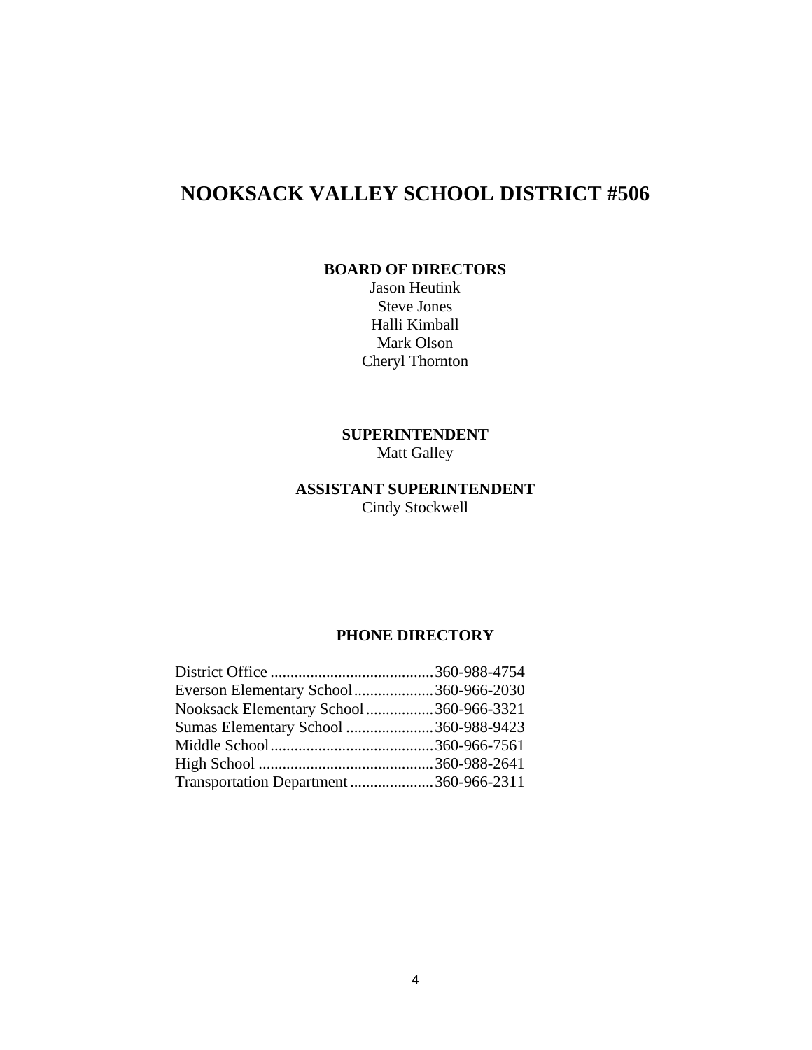# NOOKSACK VALLEY SCHOOL DISTRICT #506

**BOARD OF DIRECTORS**

Jason Heutink
Steve Jones
Halli Kimball
Mark Olson
Cheryl Thornton

**SUPERINTENDENT**

Matt Galley

**ASSISTANT SUPERINTENDENT**

Cindy Stockwell

**PHONE DIRECTORY**

| | |
|---|---|
| District Office | 360-988-4754 |
| Everson Elementary School | 360-966-2030 |
| Nooksack Elementary School | 360-966-3321 |
| Sumas Elementary School | 360-988-9423 |
| Middle School | 360-966-7561 |
| High School | 360-988-2641 |
| Transportation Department | 360-966-2311 |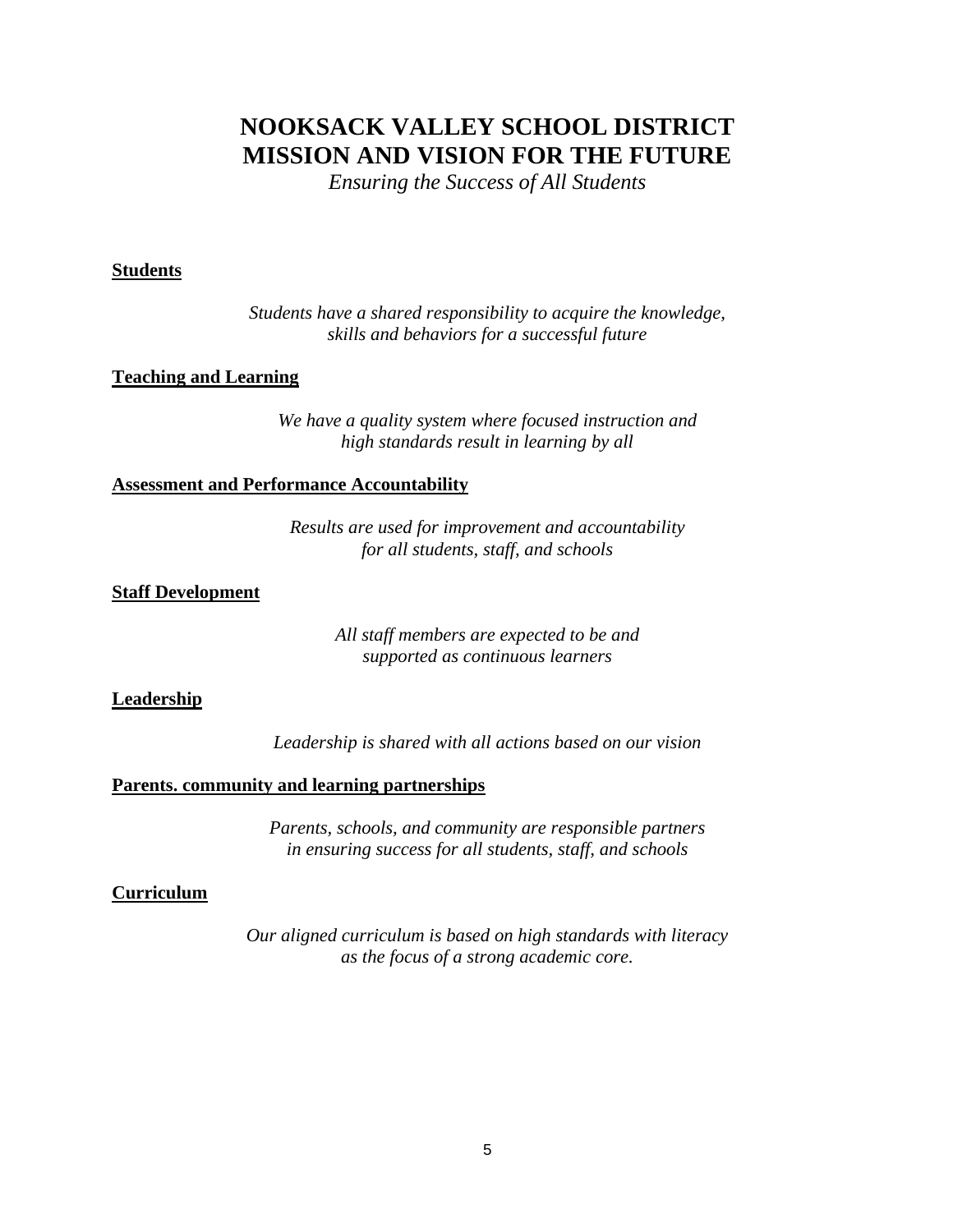# NOOKSACK VALLEY SCHOOL DISTRICT
# MISSION AND VISION FOR THE FUTURE

*Ensuring the Success of All Students*

**Students**

*Students have a shared responsibility to acquire the knowledge, skills and behaviors for a successful future*

**Teaching and Learning**

*We have a quality system where focused instruction and high standards result in learning by all*

**Assessment and Performance Accountability**

*Results are used for improvement and accountability for all students, staff, and schools*

**Staff Development**

*All staff members are expected to be and supported as continuous learners*

**Leadership**

*Leadership is shared with all actions based on our vision*

**Parents. community and learning partnerships**

*Parents, schools, and community are responsible partners in ensuring success for all students, staff, and schools*

**Curriculum**

*Our aligned curriculum is based on high standards with literacy as the focus of a strong academic core.*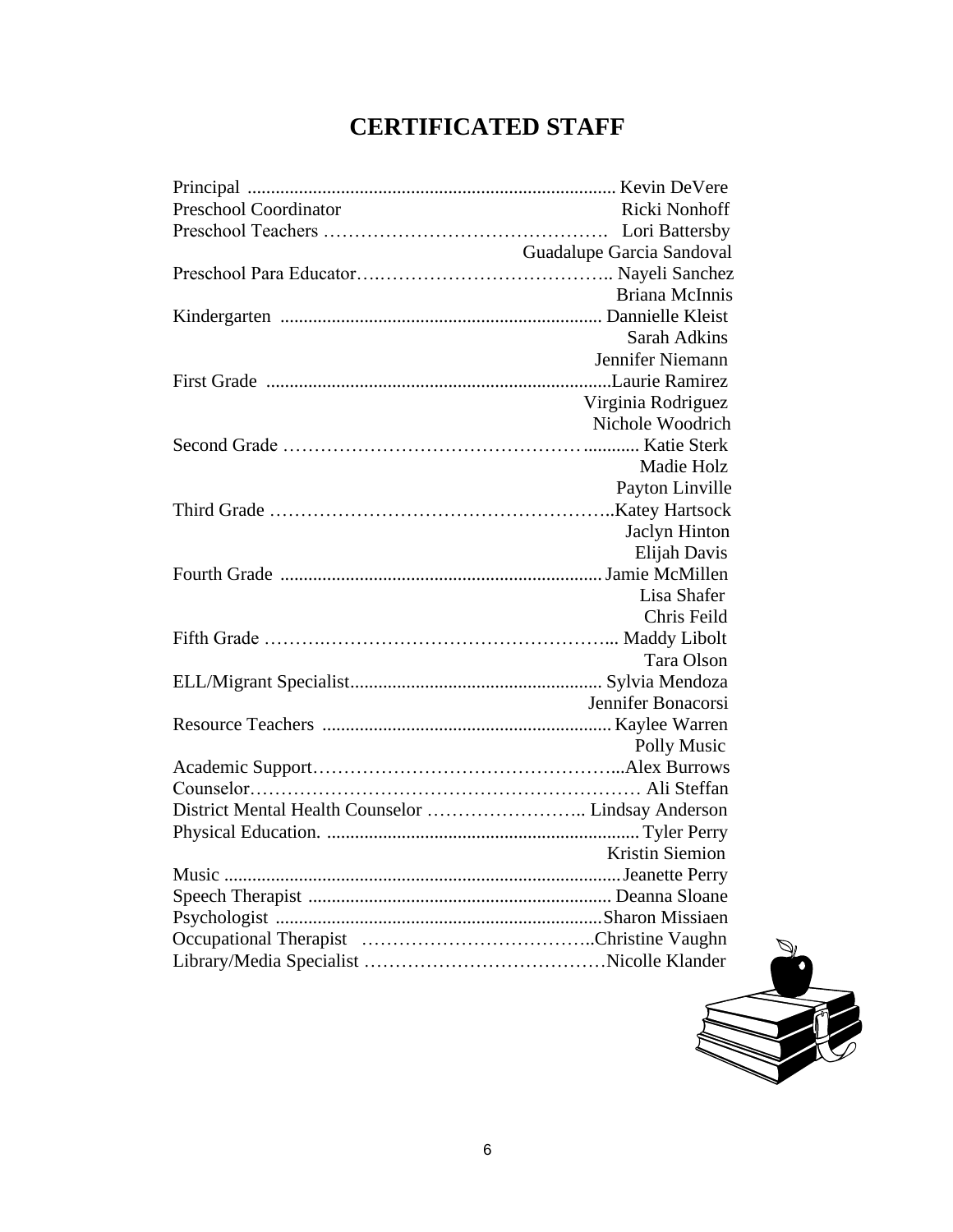# CERTIFICATED STAFF

| Position | Name |
|---|---|
| Principal | Kevin DeVere |
| Preschool Coordinator | Ricki Nonhoff |
| Preschool Teachers | Lori Battersby |
| | Guadalupe Garcia Sandoval |
| Preschool Para Educator | Nayeli Sanchez |
| | Briana McInnis |
| Kindergarten | Dannielle Kleist |
| | Sarah Adkins |
| | Jennifer Niemann |
| First Grade | Laurie Ramirez |
| | Virginia Rodriguez |
| | Nichole Woodrich |
| Second Grade | Katie Sterk |
| | Madie Holz |
| | Payton Linville |
| Third Grade | Katey Hartsock |
| | Jaclyn Hinton |
| | Elijah Davis |
| Fourth Grade | Jamie McMillen |
| | Lisa Shafer |
| | Chris Feild |
| Fifth Grade | Maddy Libolt |
| | Tara Olson |
| ELL/Migrant Specialist | Sylvia Mendoza |
| | Jennifer Bonacorsi |
| Resource Teachers | Kaylee Warren |
| | Polly Music |
| Academic Support | Alex Burrows |
| Counselor | Ali Steffan |
| District Mental Health Counselor | Lindsay Anderson |
| Physical Education. | Tyler Perry |
| | Kristin Siemion |
| Music | Jeanette Perry |
| Speech Therapist | Deanna Sloane |
| Psychologist | Sharon Missiaen |
| Occupational Therapist | Christine Vaughn |
| Library/Media Specialist | Nicolle Klander |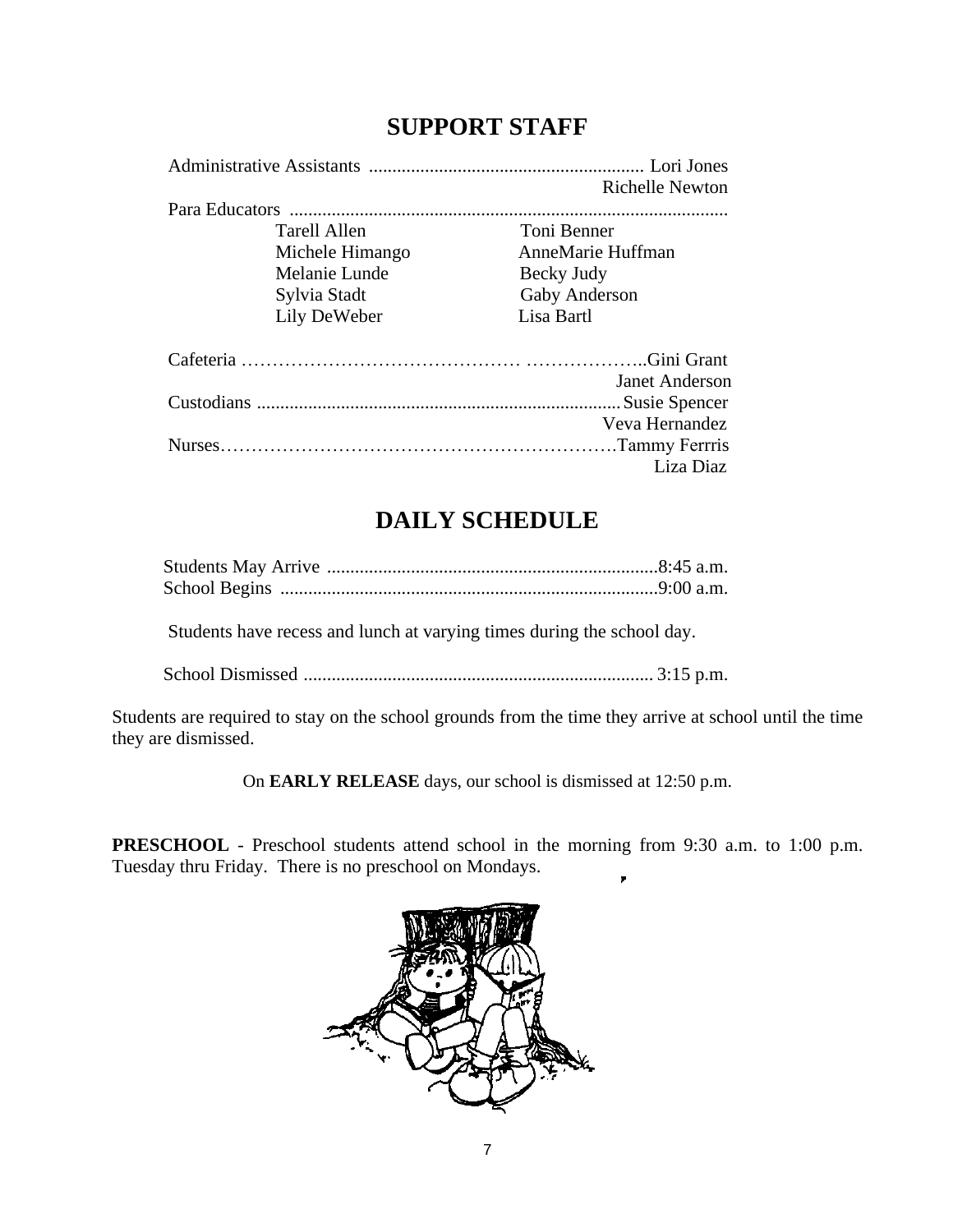## SUPPORT STAFF

Administrative Assistants ........................................................... Lori Jones
Richelle Newton

Para Educators ..............................................................................................

| | |
|---|---|
| Tarell Allen | Toni Benner |
| Michele Himango | AnneMarie Huffman |
| Melanie Lunde | Becky Judy |
| Sylvia Stadt | Gaby Anderson |
| Lily DeWeber | Lisa Bartl |

Cafeteria ……………………………………… ………………..Gini Grant
Janet Anderson

Custodians .............................................................................Susie Spencer
Veva Hernandez

Nurses……………………………………………………….Tammy Ferrris
Liza Diaz

## DAILY SCHEDULE

Students May Arrive .......................................................................8:45 a.m.
School Begins .................................................................................9:00 a.m.

Students have recess and lunch at varying times during the school day.

School Dismissed ........................................................................... 3:15 p.m.

Students are required to stay on the school grounds from the time they arrive at school until the time they are dismissed.

On **EARLY RELEASE** days, our school is dismissed at 12:50 p.m.

**PRESCHOOL** - Preschool students attend school in the morning from 9:30 a.m. to 1:00 p.m. Tuesday thru Friday. There is no preschool on Mondays.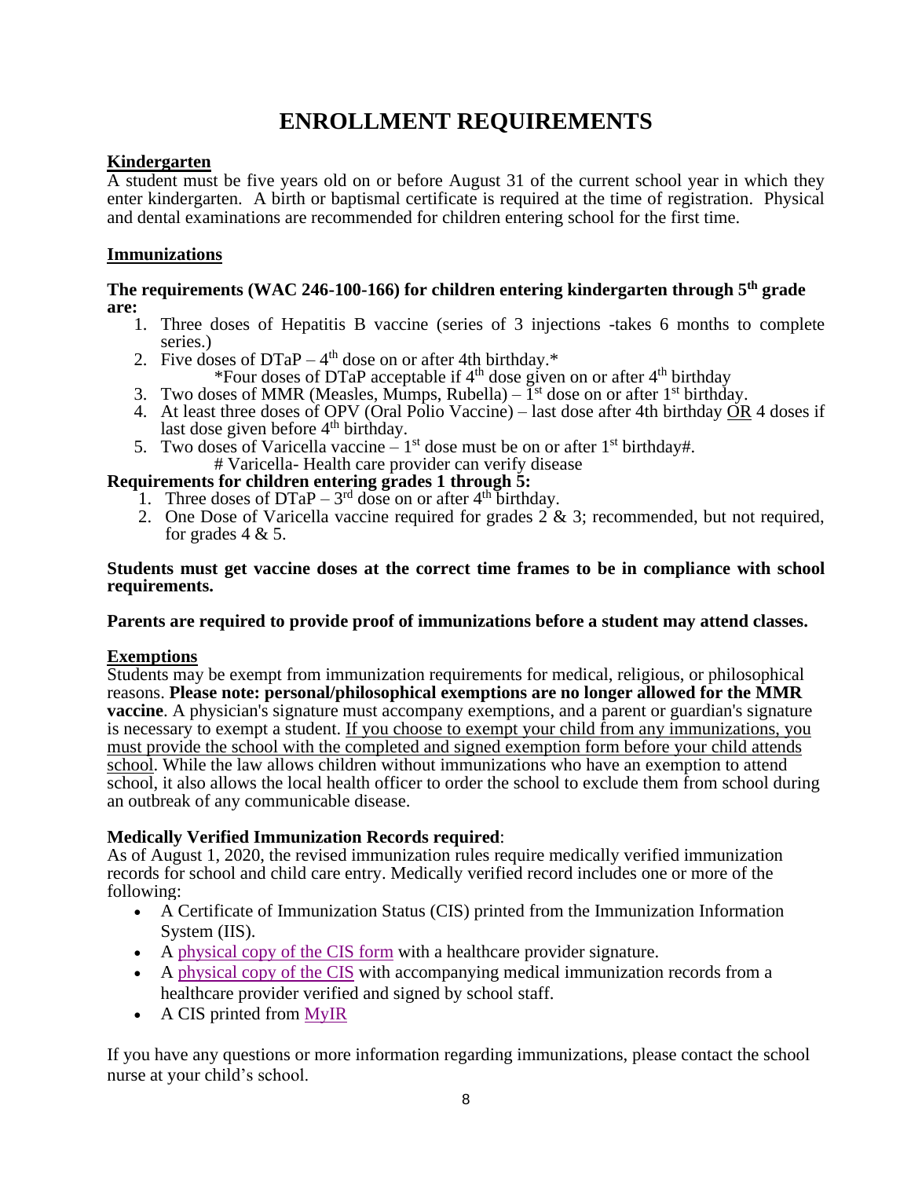# ENROLLMENT REQUIREMENTS

## Kindergarten

A student must be five years old on or before August 31 of the current school year in which they enter kindergarten. A birth or baptismal certificate is required at the time of registration. Physical and dental examinations are recommended for children entering school for the first time.

## Immunizations

**The requirements (WAC 246-100-166) for children entering kindergarten through 5th grade are:**

1. Three doses of Hepatitis B vaccine (series of 3 injections -takes 6 months to complete series.)
2. Five doses of DTaP – 4th dose on or after 4th birthday.*
   *Four doses of DTaP acceptable if 4th dose given on or after 4th birthday
3. Two doses of MMR (Measles, Mumps, Rubella) – 1st dose on or after 1st birthday.
4. At least three doses of OPV (Oral Polio Vaccine) – last dose after 4th birthday OR 4 doses if last dose given before 4th birthday.
5. Two doses of Varicella vaccine – 1st dose must be on or after 1st birthday#.
   # Varicella- Health care provider can verify disease

**Requirements for children entering grades 1 through 5:**

1. Three doses of DTaP – 3rd dose on or after 4th birthday.
2. One Dose of Varicella vaccine required for grades 2 & 3; recommended, but not required, for grades 4 & 5.

**Students must get vaccine doses at the correct time frames to be in compliance with school requirements.**

**Parents are required to provide proof of immunizations before a student may attend classes.**

## Exemptions

Students may be exempt from immunization requirements for medical, religious, or philosophical reasons. **Please note: personal/philosophical exemptions are no longer allowed for the MMR vaccine**. A physician's signature must accompany exemptions, and a parent or guardian's signature is necessary to exempt a student. If you choose to exempt your child from any immunizations, you must provide the school with the completed and signed exemption form before your child attends school. While the law allows children without immunizations who have an exemption to attend school, it also allows the local health officer to order the school to exclude them from school during an outbreak of any communicable disease.

**Medically Verified Immunization Records required**:

As of August 1, 2020, the revised immunization rules require medically verified immunization records for school and child care entry. Medically verified record includes one or more of the following:

- A Certificate of Immunization Status (CIS) printed from the Immunization Information System (IIS).
- A physical copy of the CIS form with a healthcare provider signature.
- A physical copy of the CIS with accompanying medical immunization records from a healthcare provider verified and signed by school staff.
- A CIS printed from MyIR

If you have any questions or more information regarding immunizations, please contact the school nurse at your child's school.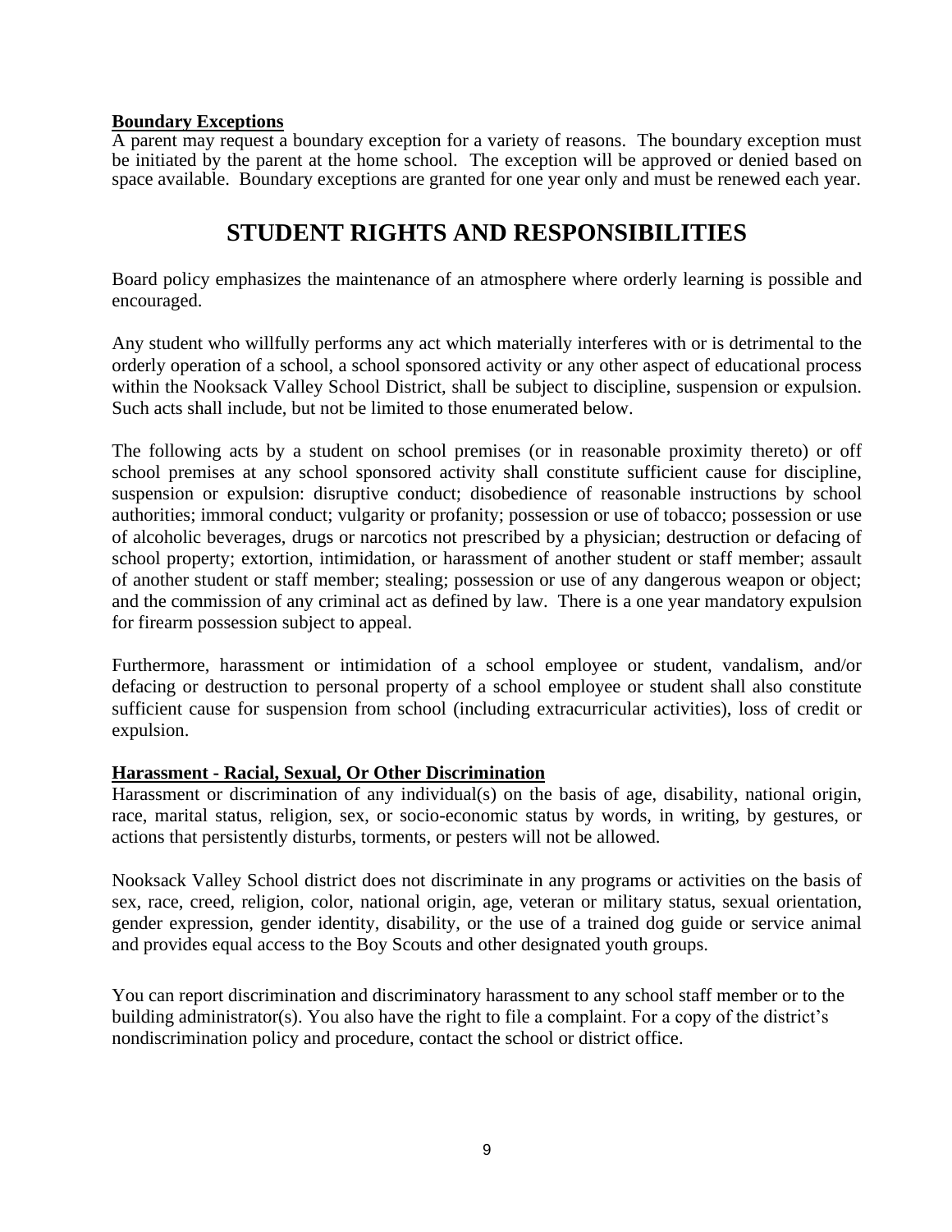**Boundary Exceptions**

A parent may request a boundary exception for a variety of reasons. The boundary exception must be initiated by the parent at the home school. The exception will be approved or denied based on space available. Boundary exceptions are granted for one year only and must be renewed each year.

# STUDENT RIGHTS AND RESPONSIBILITIES

Board policy emphasizes the maintenance of an atmosphere where orderly learning is possible and encouraged.

Any student who willfully performs any act which materially interferes with or is detrimental to the orderly operation of a school, a school sponsored activity or any other aspect of educational process within the Nooksack Valley School District, shall be subject to discipline, suspension or expulsion. Such acts shall include, but not be limited to those enumerated below.

The following acts by a student on school premises (or in reasonable proximity thereto) or off school premises at any school sponsored activity shall constitute sufficient cause for discipline, suspension or expulsion: disruptive conduct; disobedience of reasonable instructions by school authorities; immoral conduct; vulgarity or profanity; possession or use of tobacco; possession or use of alcoholic beverages, drugs or narcotics not prescribed by a physician; destruction or defacing of school property; extortion, intimidation, or harassment of another student or staff member; assault of another student or staff member; stealing; possession or use of any dangerous weapon or object; and the commission of any criminal act as defined by law. There is a one year mandatory expulsion for firearm possession subject to appeal.

Furthermore, harassment or intimidation of a school employee or student, vandalism, and/or defacing or destruction to personal property of a school employee or student shall also constitute sufficient cause for suspension from school (including extracurricular activities), loss of credit or expulsion.

**Harassment - Racial, Sexual, Or Other Discrimination**

Harassment or discrimination of any individual(s) on the basis of age, disability, national origin, race, marital status, religion, sex, or socio-economic status by words, in writing, by gestures, or actions that persistently disturbs, torments, or pesters will not be allowed.

Nooksack Valley School district does not discriminate in any programs or activities on the basis of sex, race, creed, religion, color, national origin, age, veteran or military status, sexual orientation, gender expression, gender identity, disability, or the use of a trained dog guide or service animal and provides equal access to the Boy Scouts and other designated youth groups.

You can report discrimination and discriminatory harassment to any school staff member or to the building administrator(s). You also have the right to file a complaint. For a copy of the district's nondiscrimination policy and procedure, contact the school or district office.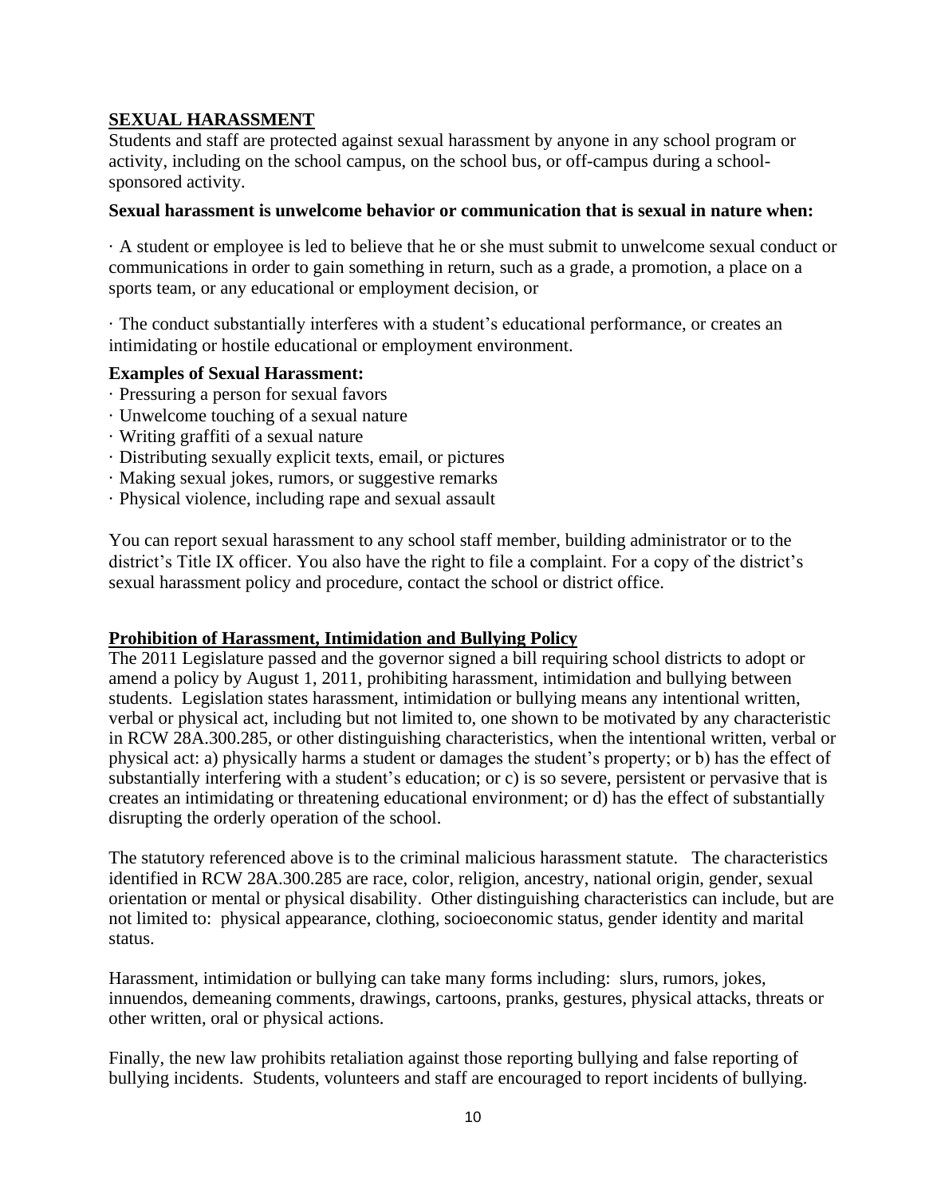## SEXUAL HARASSMENT

Students and staff are protected against sexual harassment by anyone in any school program or activity, including on the school campus, on the school bus, or off-campus during a school-sponsored activity.

**Sexual harassment is unwelcome behavior or communication that is sexual in nature when:**

· A student or employee is led to believe that he or she must submit to unwelcome sexual conduct or communications in order to gain something in return, such as a grade, a promotion, a place on a sports team, or any educational or employment decision, or

· The conduct substantially interferes with a student's educational performance, or creates an intimidating or hostile educational or employment environment.

**Examples of Sexual Harassment:**

· Pressuring a person for sexual favors
· Unwelcome touching of a sexual nature
· Writing graffiti of a sexual nature
· Distributing sexually explicit texts, email, or pictures
· Making sexual jokes, rumors, or suggestive remarks
· Physical violence, including rape and sexual assault

You can report sexual harassment to any school staff member, building administrator or to the district's Title IX officer. You also have the right to file a complaint. For a copy of the district's sexual harassment policy and procedure, contact the school or district office.

## Prohibition of Harassment, Intimidation and Bullying Policy

The 2011 Legislature passed and the governor signed a bill requiring school districts to adopt or amend a policy by August 1, 2011, prohibiting harassment, intimidation and bullying between students. Legislation states harassment, intimidation or bullying means any intentional written, verbal or physical act, including but not limited to, one shown to be motivated by any characteristic in RCW 28A.300.285, or other distinguishing characteristics, when the intentional written, verbal or physical act: a) physically harms a student or damages the student's property; or b) has the effect of substantially interfering with a student's education; or c) is so severe, persistent or pervasive that is creates an intimidating or threatening educational environment; or d) has the effect of substantially disrupting the orderly operation of the school.

The statutory referenced above is to the criminal malicious harassment statute. The characteristics identified in RCW 28A.300.285 are race, color, religion, ancestry, national origin, gender, sexual orientation or mental or physical disability. Other distinguishing characteristics can include, but are not limited to: physical appearance, clothing, socioeconomic status, gender identity and marital status.

Harassment, intimidation or bullying can take many forms including: slurs, rumors, jokes, innuendos, demeaning comments, drawings, cartoons, pranks, gestures, physical attacks, threats or other written, oral or physical actions.

Finally, the new law prohibits retaliation against those reporting bullying and false reporting of bullying incidents. Students, volunteers and staff are encouraged to report incidents of bullying.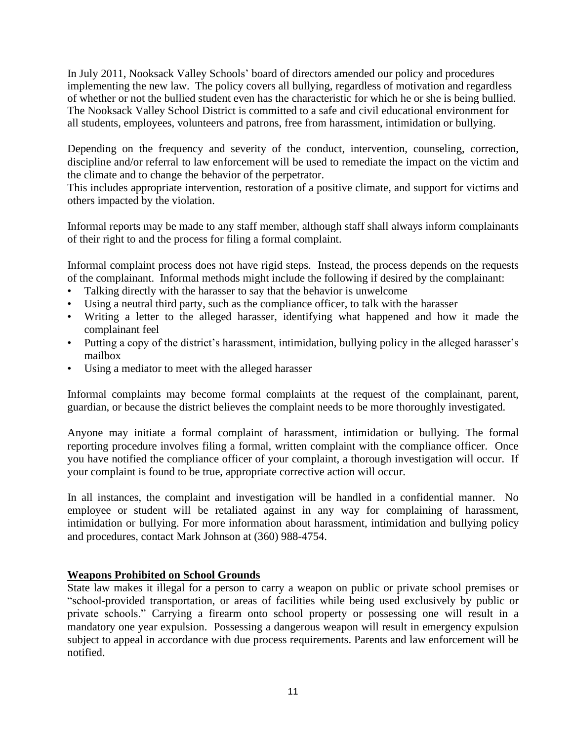In July 2011, Nooksack Valley Schools' board of directors amended our policy and procedures implementing the new law. The policy covers all bullying, regardless of motivation and regardless of whether or not the bullied student even has the characteristic for which he or she is being bullied. The Nooksack Valley School District is committed to a safe and civil educational environment for all students, employees, volunteers and patrons, free from harassment, intimidation or bullying.

Depending on the frequency and severity of the conduct, intervention, counseling, correction, discipline and/or referral to law enforcement will be used to remediate the impact on the victim and the climate and to change the behavior of the perpetrator.
This includes appropriate intervention, restoration of a positive climate, and support for victims and others impacted by the violation.

Informal reports may be made to any staff member, although staff shall always inform complainants of their right to and the process for filing a formal complaint.

Informal complaint process does not have rigid steps. Instead, the process depends on the requests of the complainant. Informal methods might include the following if desired by the complainant:

- Talking directly with the harasser to say that the behavior is unwelcome
- Using a neutral third party, such as the compliance officer, to talk with the harasser
- Writing a letter to the alleged harasser, identifying what happened and how it made the complainant feel
- Putting a copy of the district's harassment, intimidation, bullying policy in the alleged harasser's mailbox
- Using a mediator to meet with the alleged harasser

Informal complaints may become formal complaints at the request of the complainant, parent, guardian, or because the district believes the complaint needs to be more thoroughly investigated.

Anyone may initiate a formal complaint of harassment, intimidation or bullying. The formal reporting procedure involves filing a formal, written complaint with the compliance officer. Once you have notified the compliance officer of your complaint, a thorough investigation will occur. If your complaint is found to be true, appropriate corrective action will occur.

In all instances, the complaint and investigation will be handled in a confidential manner. No employee or student will be retaliated against in any way for complaining of harassment, intimidation or bullying. For more information about harassment, intimidation and bullying policy and procedures, contact Mark Johnson at (360) 988-4754.

**Weapons Prohibited on School Grounds**

State law makes it illegal for a person to carry a weapon on public or private school premises or "school-provided transportation, or areas of facilities while being used exclusively by public or private schools." Carrying a firearm onto school property or possessing one will result in a mandatory one year expulsion. Possessing a dangerous weapon will result in emergency expulsion subject to appeal in accordance with due process requirements. Parents and law enforcement will be notified.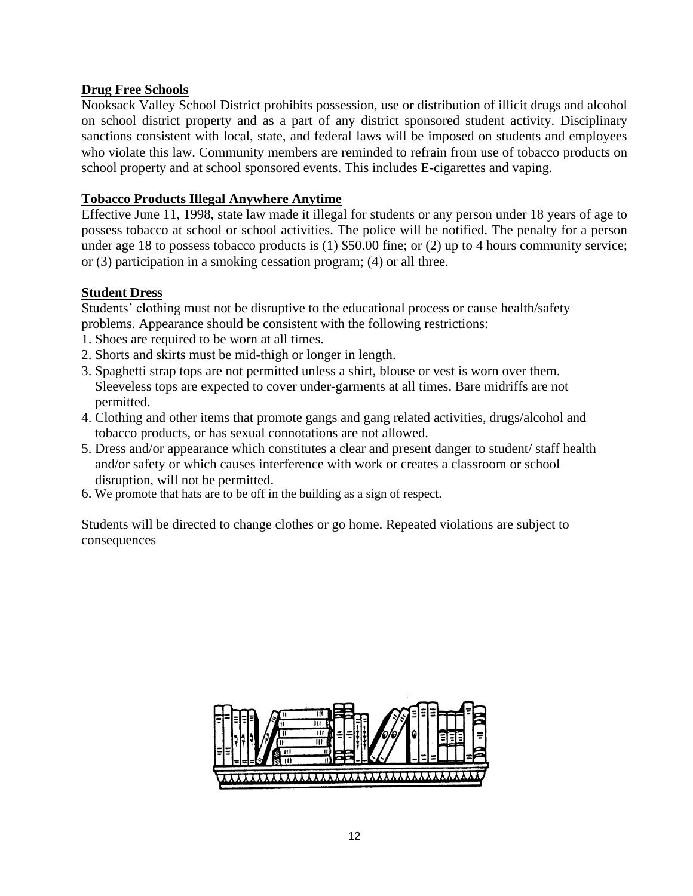**Drug Free Schools**

Nooksack Valley School District prohibits possession, use or distribution of illicit drugs and alcohol on school district property and as a part of any district sponsored student activity. Disciplinary sanctions consistent with local, state, and federal laws will be imposed on students and employees who violate this law. Community members are reminded to refrain from use of tobacco products on school property and at school sponsored events. This includes E-cigarettes and vaping.

**Tobacco Products Illegal Anywhere Anytime**

Effective June 11, 1998, state law made it illegal for students or any person under 18 years of age to possess tobacco at school or school activities. The police will be notified. The penalty for a person under age 18 to possess tobacco products is (1) $50.00 fine; or (2) up to 4 hours community service; or (3) participation in a smoking cessation program; (4) or all three.

**Student Dress**

Students' clothing must not be disruptive to the educational process or cause health/safety problems. Appearance should be consistent with the following restrictions:

1. Shoes are required to be worn at all times.
2. Shorts and skirts must be mid-thigh or longer in length.
3. Spaghetti strap tops are not permitted unless a shirt, blouse or vest is worn over them. Sleeveless tops are expected to cover under-garments at all times. Bare midriffs are not permitted.
4. Clothing and other items that promote gangs and gang related activities, drugs/alcohol and tobacco products, or has sexual connotations are not allowed.
5. Dress and/or appearance which constitutes a clear and present danger to student/ staff health and/or safety or which causes interference with work or creates a classroom or school disruption, will not be permitted.
6. We promote that hats are to be off in the building as a sign of respect.

Students will be directed to change clothes or go home. Repeated violations are subject to consequences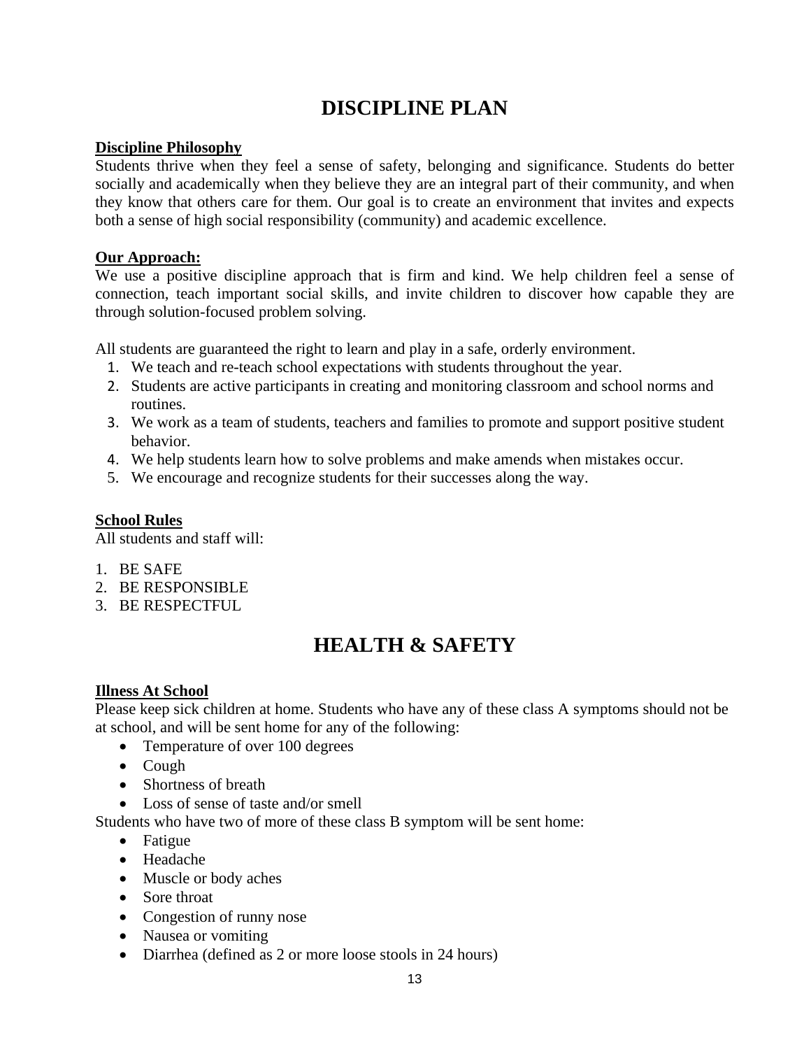# DISCIPLINE PLAN

**Discipline Philosophy**

Students thrive when they feel a sense of safety, belonging and significance. Students do better socially and academically when they believe they are an integral part of their community, and when they know that others care for them. Our goal is to create an environment that invites and expects both a sense of high social responsibility (community) and academic excellence.

**Our Approach:**

We use a positive discipline approach that is firm and kind. We help children feel a sense of connection, teach important social skills, and invite children to discover how capable they are through solution-focused problem solving.

All students are guaranteed the right to learn and play in a safe, orderly environment.

1. We teach and re-teach school expectations with students throughout the year.
2. Students are active participants in creating and monitoring classroom and school norms and routines.
3. We work as a team of students, teachers and families to promote and support positive student behavior.
4. We help students learn how to solve problems and make amends when mistakes occur.
5. We encourage and recognize students for their successes along the way.

**School Rules**

All students and staff will:

1. BE SAFE
2. BE RESPONSIBLE
3. BE RESPECTFUL

# HEALTH & SAFETY

**Illness At School**

Please keep sick children at home. Students who have any of these class A symptoms should not be at school, and will be sent home for any of the following:

- Temperature of over 100 degrees
- Cough
- Shortness of breath
- Loss of sense of taste and/or smell

Students who have two of more of these class B symptom will be sent home:

- Fatigue
- Headache
- Muscle or body aches
- Sore throat
- Congestion of runny nose
- Nausea or vomiting
- Diarrhea (defined as 2 or more loose stools in 24 hours)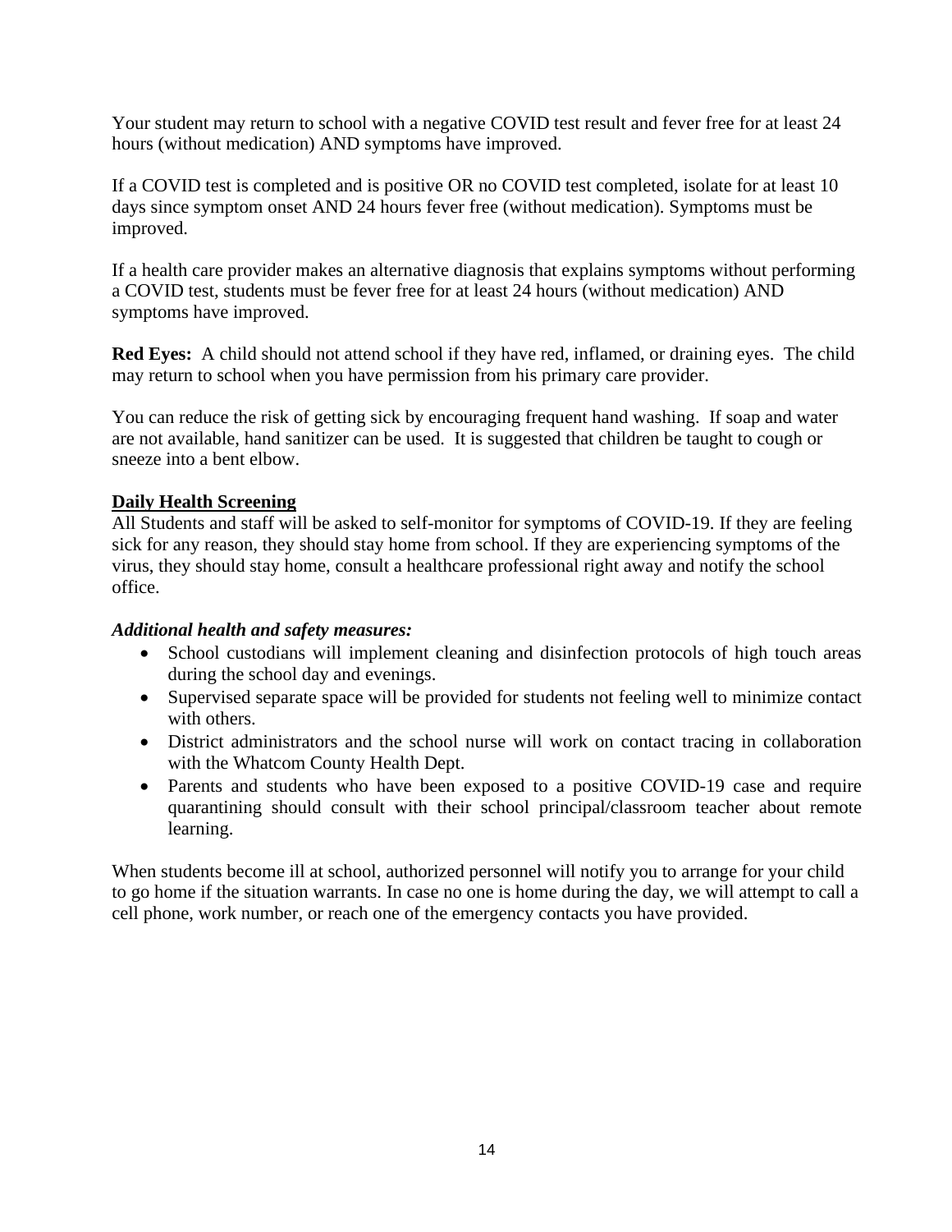Your student may return to school with a negative COVID test result and fever free for at least 24 hours (without medication) AND symptoms have improved.

If a COVID test is completed and is positive OR no COVID test completed, isolate for at least 10 days since symptom onset AND 24 hours fever free (without medication). Symptoms must be improved.

If a health care provider makes an alternative diagnosis that explains symptoms without performing a COVID test, students must be fever free for at least 24 hours (without medication) AND symptoms have improved.

**Red Eyes:** A child should not attend school if they have red, inflamed, or draining eyes. The child may return to school when you have permission from his primary care provider.

You can reduce the risk of getting sick by encouraging frequent hand washing. If soap and water are not available, hand sanitizer can be used. It is suggested that children be taught to cough or sneeze into a bent elbow.

## Daily Health Screening

All Students and staff will be asked to self-monitor for symptoms of COVID-19. If they are feeling sick for any reason, they should stay home from school. If they are experiencing symptoms of the virus, they should stay home, consult a healthcare professional right away and notify the school office.

***Additional health and safety measures:***

- School custodians will implement cleaning and disinfection protocols of high touch areas during the school day and evenings.
- Supervised separate space will be provided for students not feeling well to minimize contact with others.
- District administrators and the school nurse will work on contact tracing in collaboration with the Whatcom County Health Dept.
- Parents and students who have been exposed to a positive COVID-19 case and require quarantining should consult with their school principal/classroom teacher about remote learning.

When students become ill at school, authorized personnel will notify you to arrange for your child to go home if the situation warrants. In case no one is home during the day, we will attempt to call a cell phone, work number, or reach one of the emergency contacts you have provided.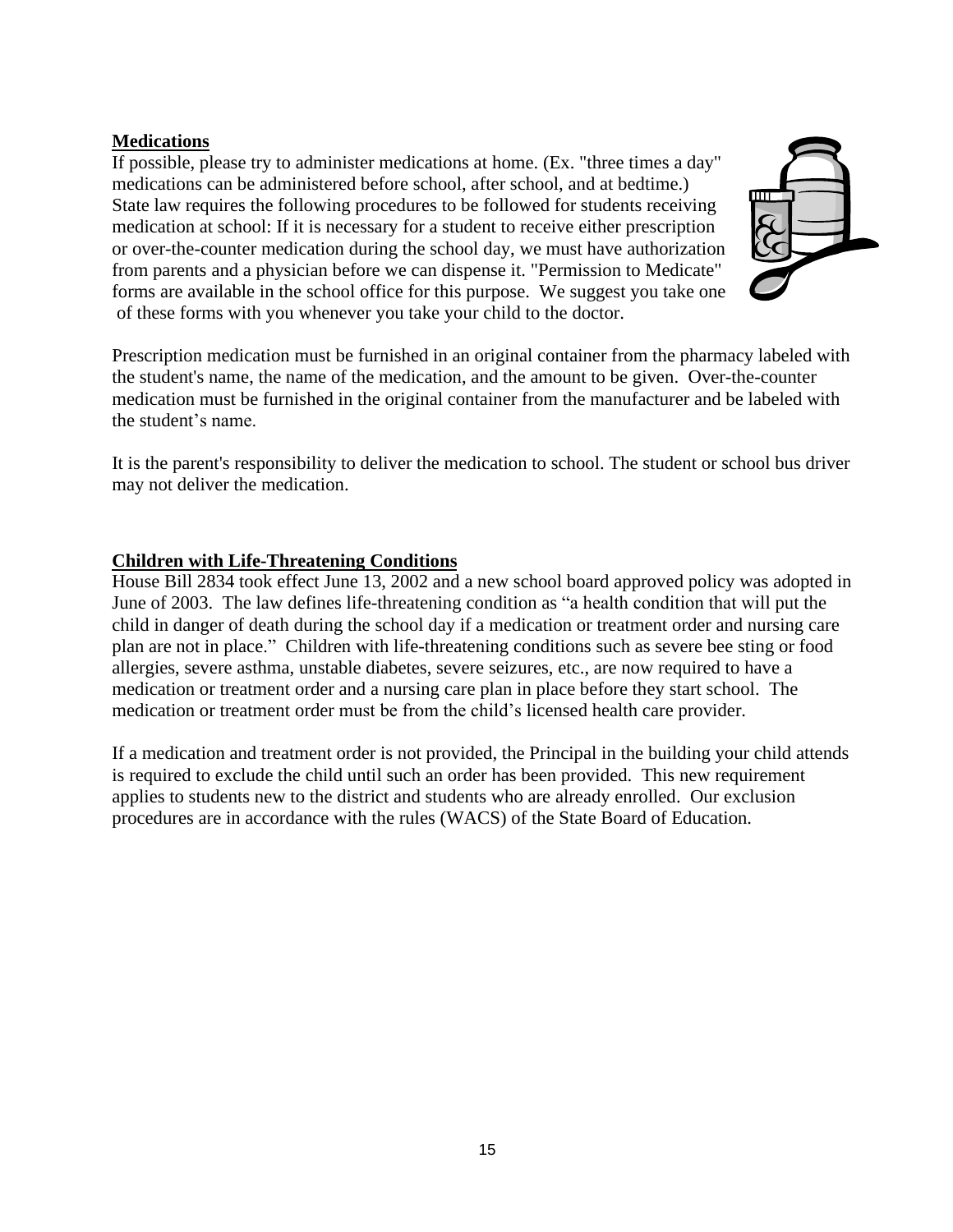## Medications

If possible, please try to administer medications at home. (Ex. "three times a day" medications can be administered before school, after school, and at bedtime.) State law requires the following procedures to be followed for students receiving medication at school: If it is necessary for a student to receive either prescription or over-the-counter medication during the school day, we must have authorization from parents and a physician before we can dispense it. "Permission to Medicate" forms are available in the school office for this purpose. We suggest you take one of these forms with you whenever you take your child to the doctor.

Prescription medication must be furnished in an original container from the pharmacy labeled with the student's name, the name of the medication, and the amount to be given. Over-the-counter medication must be furnished in the original container from the manufacturer and be labeled with the student's name.

It is the parent's responsibility to deliver the medication to school. The student or school bus driver may not deliver the medication.

## Children with Life-Threatening Conditions

House Bill 2834 took effect June 13, 2002 and a new school board approved policy was adopted in June of 2003. The law defines life-threatening condition as "a health condition that will put the child in danger of death during the school day if a medication or treatment order and nursing care plan are not in place." Children with life-threatening conditions such as severe bee sting or food allergies, severe asthma, unstable diabetes, severe seizures, etc., are now required to have a medication or treatment order and a nursing care plan in place before they start school. The medication or treatment order must be from the child's licensed health care provider.

If a medication and treatment order is not provided, the Principal in the building your child attends is required to exclude the child until such an order has been provided. This new requirement applies to students new to the district and students who are already enrolled. Our exclusion procedures are in accordance with the rules (WACS) of the State Board of Education.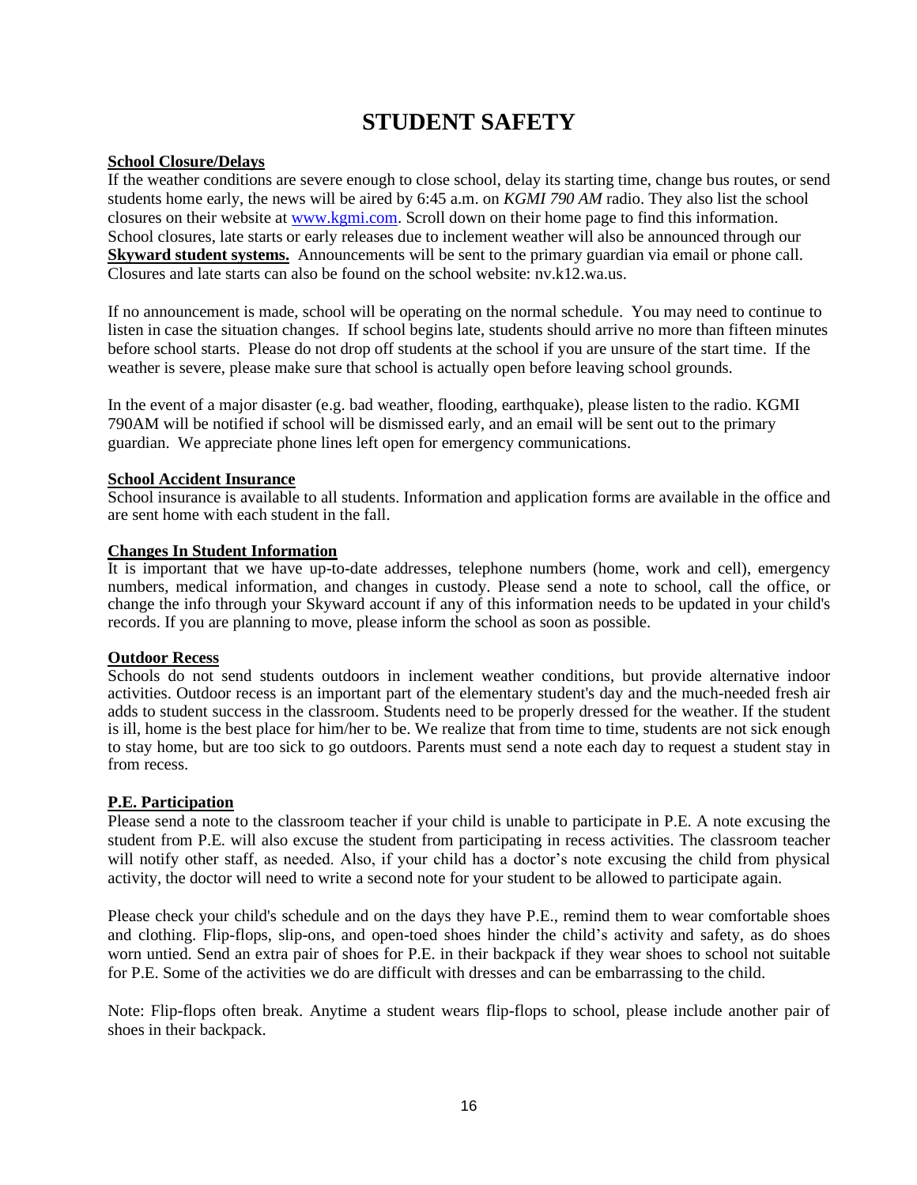# STUDENT SAFETY

**School Closure/Delays**

If the weather conditions are severe enough to close school, delay its starting time, change bus routes, or send students home early, the news will be aired by 6:45 a.m. on *KGMI 790 AM* radio. They also list the school closures on their website at www.kgmi.com. Scroll down on their home page to find this information. School closures, late starts or early releases due to inclement weather will also be announced through our **Skyward student systems.** Announcements will be sent to the primary guardian via email or phone call. Closures and late starts can also be found on the school website: nv.k12.wa.us.

If no announcement is made, school will be operating on the normal schedule. You may need to continue to listen in case the situation changes. If school begins late, students should arrive no more than fifteen minutes before school starts. Please do not drop off students at the school if you are unsure of the start time. If the weather is severe, please make sure that school is actually open before leaving school grounds.

In the event of a major disaster (e.g. bad weather, flooding, earthquake), please listen to the radio. KGMI 790AM will be notified if school will be dismissed early, and an email will be sent out to the primary guardian. We appreciate phone lines left open for emergency communications.

**School Accident Insurance**

School insurance is available to all students. Information and application forms are available in the office and are sent home with each student in the fall.

**Changes In Student Information**

It is important that we have up-to-date addresses, telephone numbers (home, work and cell), emergency numbers, medical information, and changes in custody. Please send a note to school, call the office, or change the info through your Skyward account if any of this information needs to be updated in your child's records. If you are planning to move, please inform the school as soon as possible.

**Outdoor Recess**

Schools do not send students outdoors in inclement weather conditions, but provide alternative indoor activities. Outdoor recess is an important part of the elementary student's day and the much-needed fresh air adds to student success in the classroom. Students need to be properly dressed for the weather. If the student is ill, home is the best place for him/her to be. We realize that from time to time, students are not sick enough to stay home, but are too sick to go outdoors. Parents must send a note each day to request a student stay in from recess.

**P.E. Participation**

Please send a note to the classroom teacher if your child is unable to participate in P.E. A note excusing the student from P.E. will also excuse the student from participating in recess activities. The classroom teacher will notify other staff, as needed. Also, if your child has a doctor's note excusing the child from physical activity, the doctor will need to write a second note for your student to be allowed to participate again.

Please check your child's schedule and on the days they have P.E., remind them to wear comfortable shoes and clothing. Flip-flops, slip-ons, and open-toed shoes hinder the child's activity and safety, as do shoes worn untied. Send an extra pair of shoes for P.E. in their backpack if they wear shoes to school not suitable for P.E. Some of the activities we do are difficult with dresses and can be embarrassing to the child.

Note: Flip-flops often break. Anytime a student wears flip-flops to school, please include another pair of shoes in their backpack.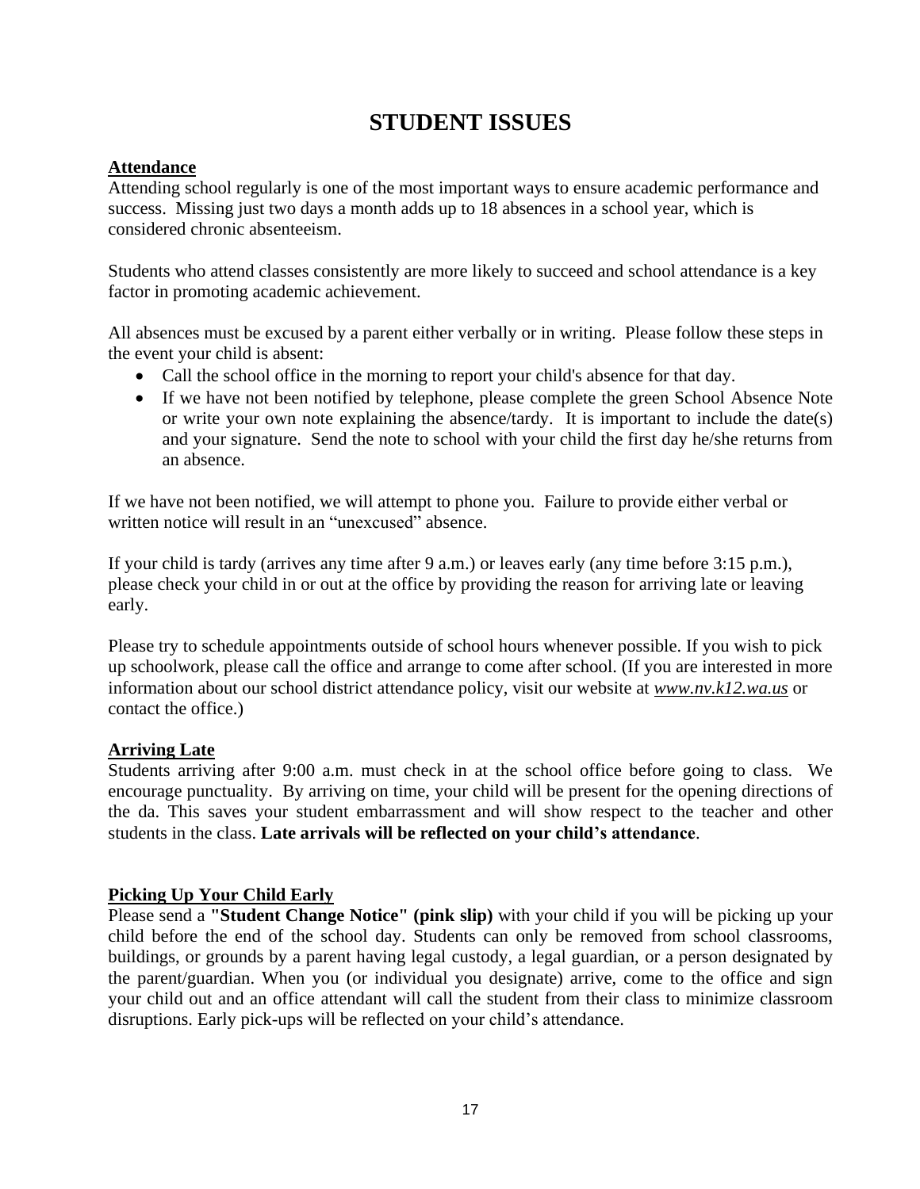# STUDENT ISSUES

## Attendance

Attending school regularly is one of the most important ways to ensure academic performance and success. Missing just two days a month adds up to 18 absences in a school year, which is considered chronic absenteeism.

Students who attend classes consistently are more likely to succeed and school attendance is a key factor in promoting academic achievement.

All absences must be excused by a parent either verbally or in writing. Please follow these steps in the event your child is absent:

- Call the school office in the morning to report your child's absence for that day.
- If we have not been notified by telephone, please complete the green School Absence Note or write your own note explaining the absence/tardy. It is important to include the date(s) and your signature. Send the note to school with your child the first day he/she returns from an absence.

If we have not been notified, we will attempt to phone you. Failure to provide either verbal or written notice will result in an "unexcused" absence.

If your child is tardy (arrives any time after 9 a.m.) or leaves early (any time before 3:15 p.m.), please check your child in or out at the office by providing the reason for arriving late or leaving early.

Please try to schedule appointments outside of school hours whenever possible. If you wish to pick up schoolwork, please call the office and arrange to come after school. (If you are interested in more information about our school district attendance policy, visit our website at *www.nv.k12.wa.us* or contact the office.)

## Arriving Late

Students arriving after 9:00 a.m. must check in at the school office before going to class. We encourage punctuality. By arriving on time, your child will be present for the opening directions of the da. This saves your student embarrassment and will show respect to the teacher and other students in the class. **Late arrivals will be reflected on your child's attendance**.

## Picking Up Your Child Early

Please send a **"Student Change Notice" (pink slip)** with your child if you will be picking up your child before the end of the school day. Students can only be removed from school classrooms, buildings, or grounds by a parent having legal custody, a legal guardian, or a person designated by the parent/guardian. When you (or individual you designate) arrive, come to the office and sign your child out and an office attendant will call the student from their class to minimize classroom disruptions. Early pick-ups will be reflected on your child's attendance.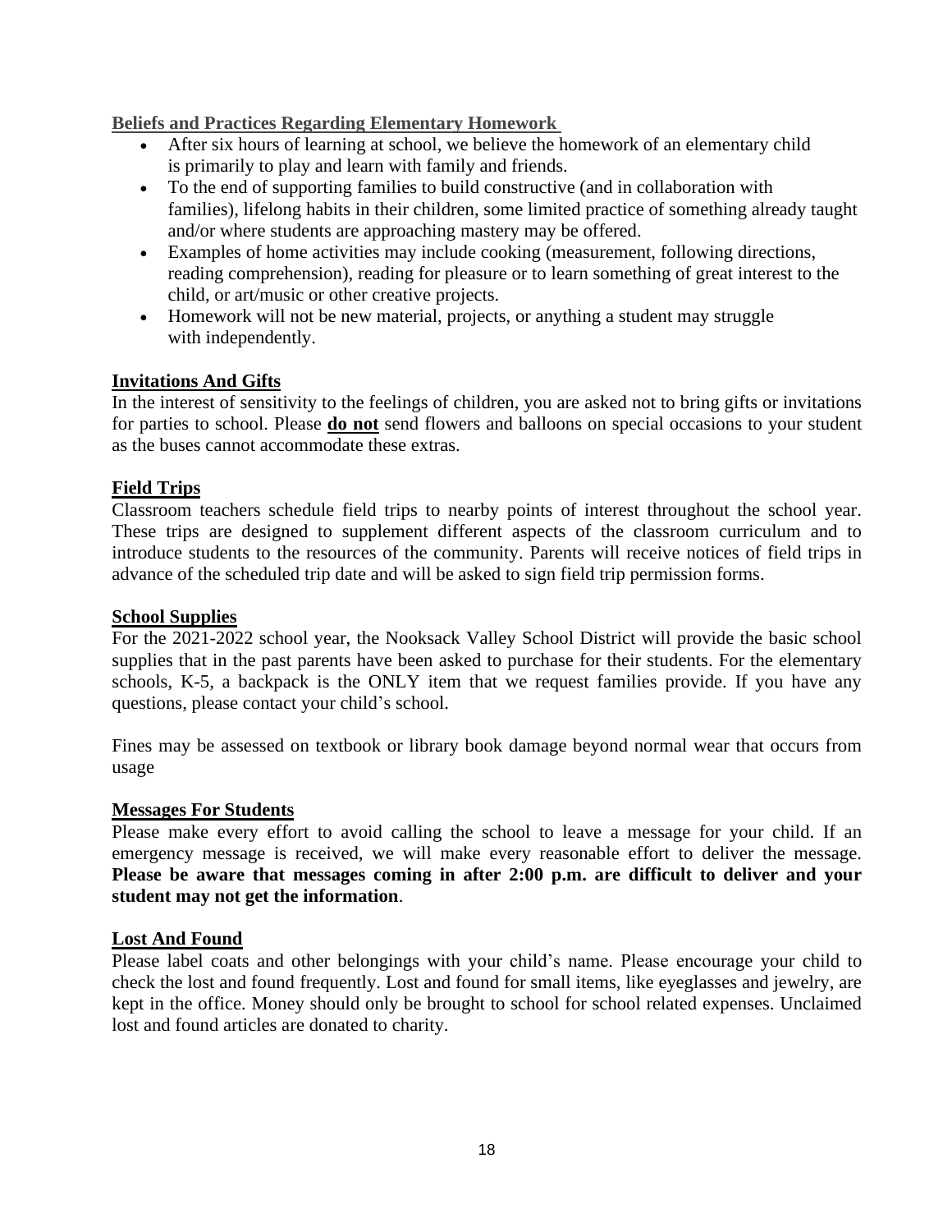## Beliefs and Practices Regarding Elementary Homework

- After six hours of learning at school, we believe the homework of an elementary child is primarily to play and learn with family and friends.
- To the end of supporting families to build constructive (and in collaboration with families), lifelong habits in their children, some limited practice of something already taught and/or where students are approaching mastery may be offered.
- Examples of home activities may include cooking (measurement, following directions, reading comprehension), reading for pleasure or to learn something of great interest to the child, or art/music or other creative projects.
- Homework will not be new material, projects, or anything a student may struggle with independently.

## Invitations And Gifts

In the interest of sensitivity to the feelings of children, you are asked not to bring gifts or invitations for parties to school. Please **do not** send flowers and balloons on special occasions to your student as the buses cannot accommodate these extras.

## Field Trips

Classroom teachers schedule field trips to nearby points of interest throughout the school year. These trips are designed to supplement different aspects of the classroom curriculum and to introduce students to the resources of the community. Parents will receive notices of field trips in advance of the scheduled trip date and will be asked to sign field trip permission forms.

## School Supplies

For the 2021-2022 school year, the Nooksack Valley School District will provide the basic school supplies that in the past parents have been asked to purchase for their students. For the elementary schools, K-5, a backpack is the ONLY item that we request families provide. If you have any questions, please contact your child's school.

Fines may be assessed on textbook or library book damage beyond normal wear that occurs from usage

## Messages For Students

Please make every effort to avoid calling the school to leave a message for your child. If an emergency message is received, we will make every reasonable effort to deliver the message. **Please be aware that messages coming in after 2:00 p.m. are difficult to deliver and your student may not get the information**.

## Lost And Found

Please label coats and other belongings with your child's name. Please encourage your child to check the lost and found frequently. Lost and found for small items, like eyeglasses and jewelry, are kept in the office. Money should only be brought to school for school related expenses. Unclaimed lost and found articles are donated to charity.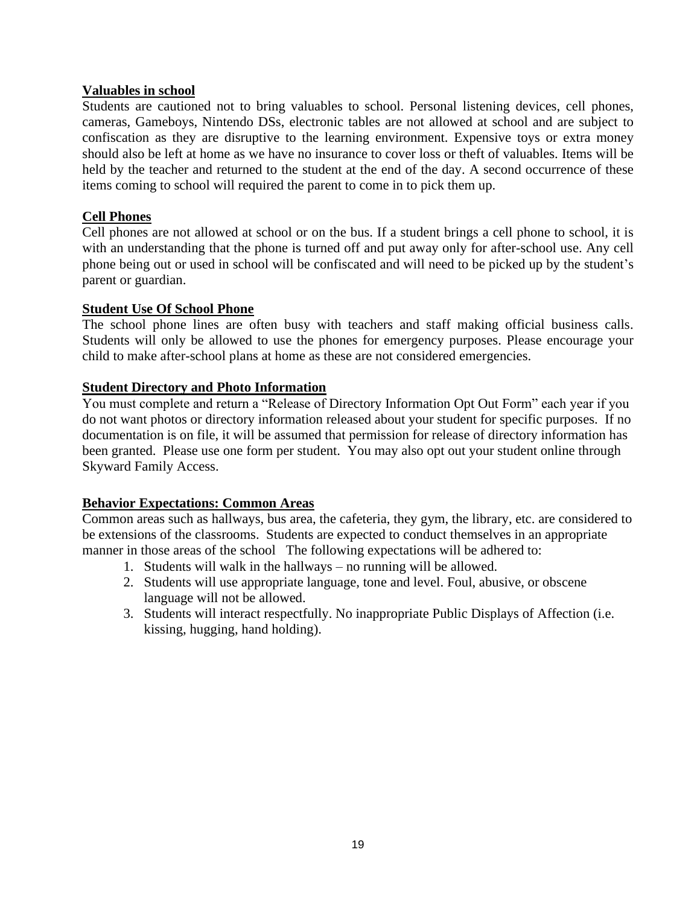**Valuables in school**

Students are cautioned not to bring valuables to school. Personal listening devices, cell phones, cameras, Gameboys, Nintendo DSs, electronic tables are not allowed at school and are subject to confiscation as they are disruptive to the learning environment. Expensive toys or extra money should also be left at home as we have no insurance to cover loss or theft of valuables. Items will be held by the teacher and returned to the student at the end of the day. A second occurrence of these items coming to school will required the parent to come in to pick them up.

**Cell Phones**

Cell phones are not allowed at school or on the bus. If a student brings a cell phone to school, it is with an understanding that the phone is turned off and put away only for after-school use. Any cell phone being out or used in school will be confiscated and will need to be picked up by the student's parent or guardian.

**Student Use Of School Phone**

The school phone lines are often busy with teachers and staff making official business calls. Students will only be allowed to use the phones for emergency purposes. Please encourage your child to make after-school plans at home as these are not considered emergencies.

**Student Directory and Photo Information**

You must complete and return a "Release of Directory Information Opt Out Form" each year if you do not want photos or directory information released about your student for specific purposes. If no documentation is on file, it will be assumed that permission for release of directory information has been granted. Please use one form per student. You may also opt out your student online through Skyward Family Access.

**Behavior Expectations: Common Areas**

Common areas such as hallways, bus area, the cafeteria, they gym, the library, etc. are considered to be extensions of the classrooms. Students are expected to conduct themselves in an appropriate manner in those areas of the school The following expectations will be adhered to:

1. Students will walk in the hallways – no running will be allowed.
2. Students will use appropriate language, tone and level. Foul, abusive, or obscene language will not be allowed.
3. Students will interact respectfully. No inappropriate Public Displays of Affection (i.e. kissing, hugging, hand holding).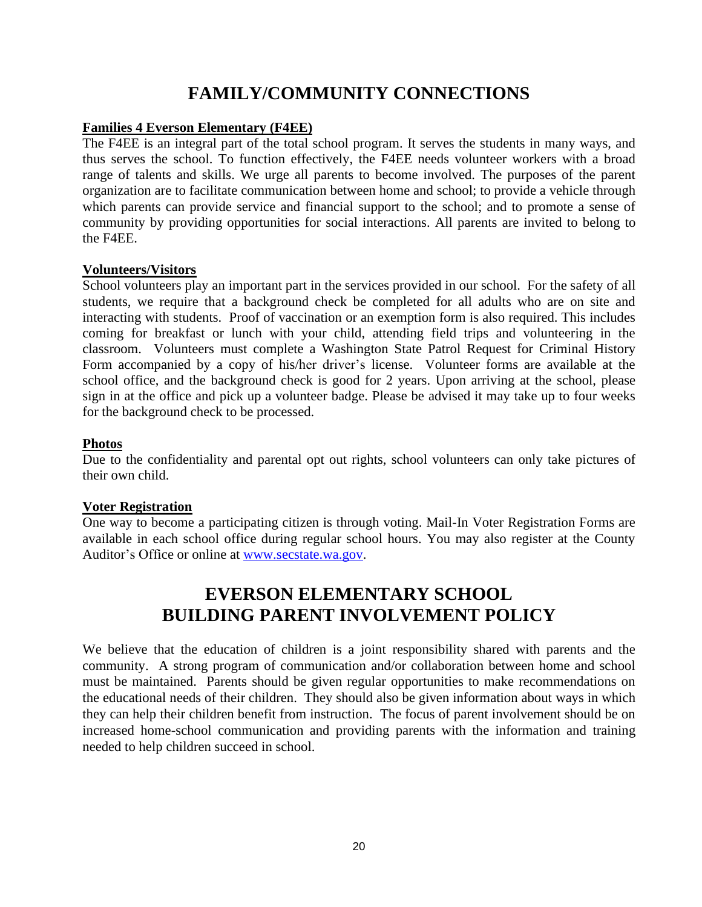# FAMILY/COMMUNITY CONNECTIONS

**Families 4 Everson Elementary (F4EE)**

The F4EE is an integral part of the total school program. It serves the students in many ways, and thus serves the school. To function effectively, the F4EE needs volunteer workers with a broad range of talents and skills. We urge all parents to become involved. The purposes of the parent organization are to facilitate communication between home and school; to provide a vehicle through which parents can provide service and financial support to the school; and to promote a sense of community by providing opportunities for social interactions. All parents are invited to belong to the F4EE.

**Volunteers/Visitors**

School volunteers play an important part in the services provided in our school. For the safety of all students, we require that a background check be completed for all adults who are on site and interacting with students. Proof of vaccination or an exemption form is also required. This includes coming for breakfast or lunch with your child, attending field trips and volunteering in the classroom. Volunteers must complete a Washington State Patrol Request for Criminal History Form accompanied by a copy of his/her driver's license. Volunteer forms are available at the school office, and the background check is good for 2 years. Upon arriving at the school, please sign in at the office and pick up a volunteer badge. Please be advised it may take up to four weeks for the background check to be processed.

**Photos**

Due to the confidentiality and parental opt out rights, school volunteers can only take pictures of their own child.

**Voter Registration**

One way to become a participating citizen is through voting. Mail-In Voter Registration Forms are available in each school office during regular school hours. You may also register at the County Auditor's Office or online at [www.secstate.wa.gov](http://www.secstate.wa.gov).

# EVERSON ELEMENTARY SCHOOL BUILDING PARENT INVOLVEMENT POLICY

We believe that the education of children is a joint responsibility shared with parents and the community. A strong program of communication and/or collaboration between home and school must be maintained. Parents should be given regular opportunities to make recommendations on the educational needs of their children. They should also be given information about ways in which they can help their children benefit from instruction. The focus of parent involvement should be on increased home-school communication and providing parents with the information and training needed to help children succeed in school.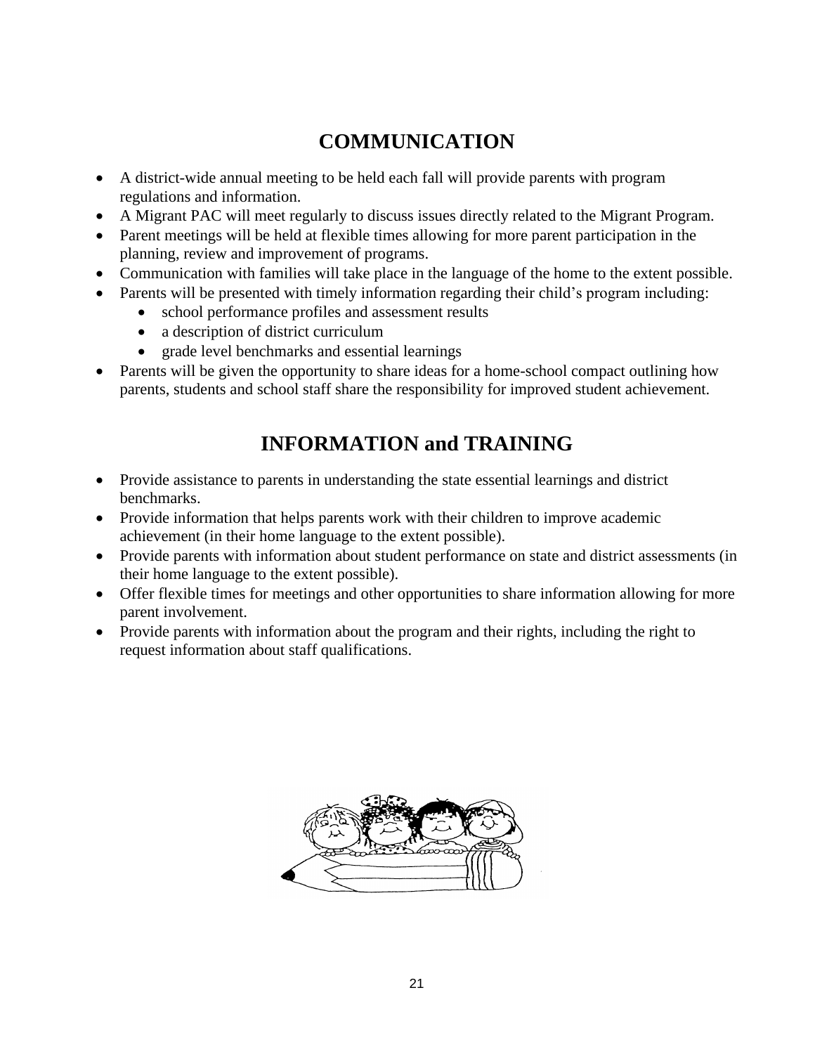# COMMUNICATION

- A district-wide annual meeting to be held each fall will provide parents with program regulations and information.
- A Migrant PAC will meet regularly to discuss issues directly related to the Migrant Program.
- Parent meetings will be held at flexible times allowing for more parent participation in the planning, review and improvement of programs.
- Communication with families will take place in the language of the home to the extent possible.
- Parents will be presented with timely information regarding their child's program including:
  - school performance profiles and assessment results
  - a description of district curriculum
  - grade level benchmarks and essential learnings
- Parents will be given the opportunity to share ideas for a home-school compact outlining how parents, students and school staff share the responsibility for improved student achievement.

# INFORMATION and TRAINING

- Provide assistance to parents in understanding the state essential learnings and district benchmarks.
- Provide information that helps parents work with their children to improve academic achievement (in their home language to the extent possible).
- Provide parents with information about student performance on state and district assessments (in their home language to the extent possible).
- Offer flexible times for meetings and other opportunities to share information allowing for more parent involvement.
- Provide parents with information about the program and their rights, including the right to request information about staff qualifications.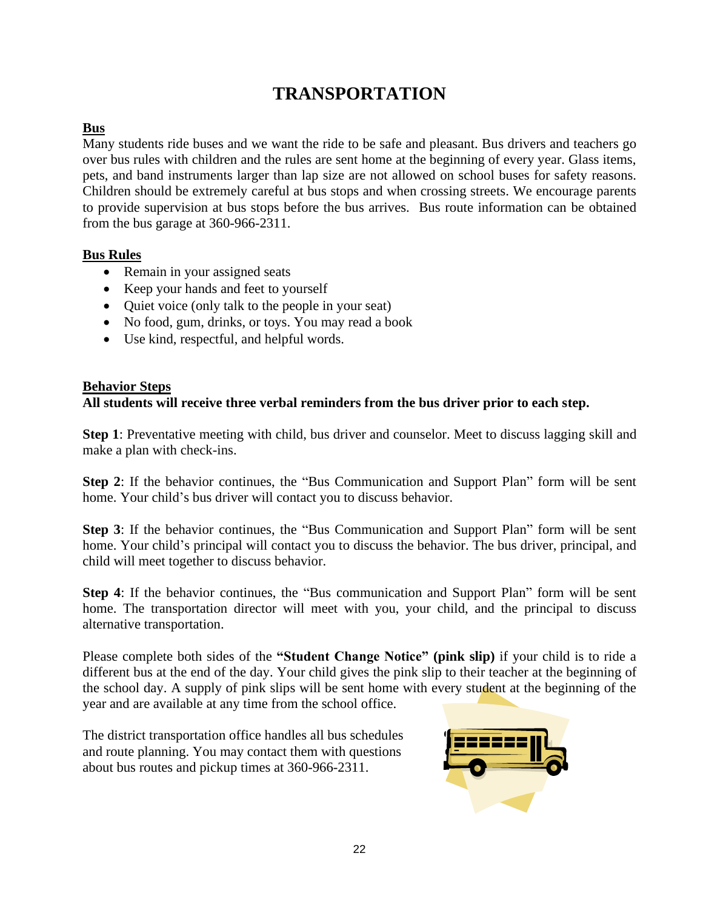# TRANSPORTATION

**Bus**

Many students ride buses and we want the ride to be safe and pleasant. Bus drivers and teachers go over bus rules with children and the rules are sent home at the beginning of every year. Glass items, pets, and band instruments larger than lap size are not allowed on school buses for safety reasons. Children should be extremely careful at bus stops and when crossing streets. We encourage parents to provide supervision at bus stops before the bus arrives. Bus route information can be obtained from the bus garage at 360-966-2311.

**Bus Rules**

- Remain in your assigned seats
- Keep your hands and feet to yourself
- Quiet voice (only talk to the people in your seat)
- No food, gum, drinks, or toys. You may read a book
- Use kind, respectful, and helpful words.

**Behavior Steps**

**All students will receive three verbal reminders from the bus driver prior to each step.**

**Step 1**: Preventative meeting with child, bus driver and counselor. Meet to discuss lagging skill and make a plan with check-ins.

**Step 2**: If the behavior continues, the "Bus Communication and Support Plan" form will be sent home. Your child's bus driver will contact you to discuss behavior.

**Step 3**: If the behavior continues, the "Bus Communication and Support Plan" form will be sent home. Your child's principal will contact you to discuss the behavior. The bus driver, principal, and child will meet together to discuss behavior.

**Step 4**: If the behavior continues, the "Bus communication and Support Plan" form will be sent home. The transportation director will meet with you, your child, and the principal to discuss alternative transportation.

Please complete both sides of the **"Student Change Notice" (pink slip)** if your child is to ride a different bus at the end of the day. Your child gives the pink slip to their teacher at the beginning of the school day. A supply of pink slips will be sent home with every student at the beginning of the year and are available at any time from the school office.

The district transportation office handles all bus schedules and route planning. You may contact them with questions about bus routes and pickup times at 360-966-2311.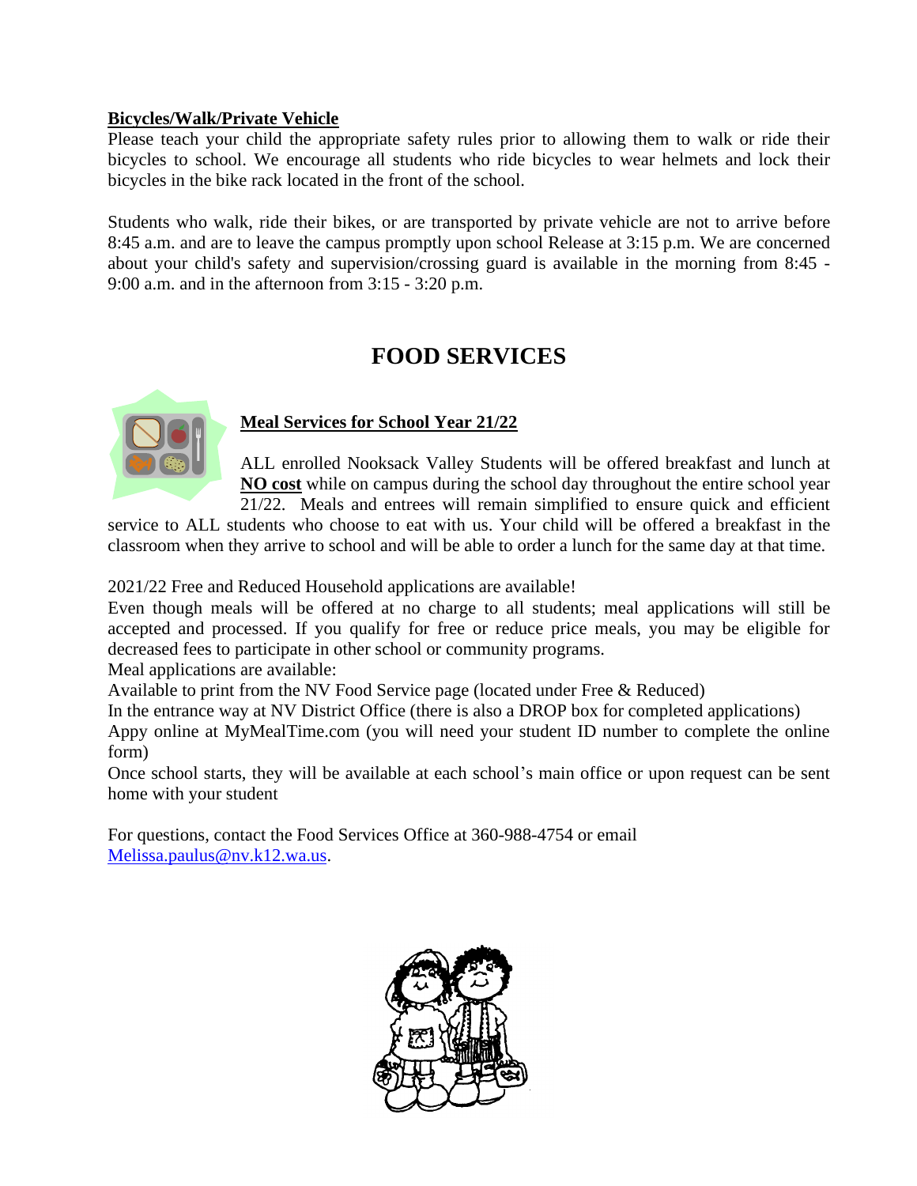**Bicycles/Walk/Private Vehicle**

Please teach your child the appropriate safety rules prior to allowing them to walk or ride their bicycles to school. We encourage all students who ride bicycles to wear helmets and lock their bicycles in the bike rack located in the front of the school.

Students who walk, ride their bikes, or are transported by private vehicle are not to arrive before 8:45 a.m. and are to leave the campus promptly upon school Release at 3:15 p.m. We are concerned about your child's safety and supervision/crossing guard is available in the morning from 8:45 - 9:00 a.m. and in the afternoon from 3:15 - 3:20 p.m.

# FOOD SERVICES

**Meal Services for School Year 21/22**

ALL enrolled Nooksack Valley Students will be offered breakfast and lunch at **NO cost** while on campus during the school day throughout the entire school year 21/22. Meals and entrees will remain simplified to ensure quick and efficient service to ALL students who choose to eat with us. Your child will be offered a breakfast in the classroom when they arrive to school and will be able to order a lunch for the same day at that time.

2021/22 Free and Reduced Household applications are available!

Even though meals will be offered at no charge to all students; meal applications will still be accepted and processed. If you qualify for free or reduce price meals, you may be eligible for decreased fees to participate in other school or community programs.

Meal applications are available:

Available to print from the NV Food Service page (located under Free & Reduced)

In the entrance way at NV District Office (there is also a DROP box for completed applications)

Appy online at MyMealTime.com (you will need your student ID number to complete the online form)

Once school starts, they will be available at each school's main office or upon request can be sent home with your student

For questions, contact the Food Services Office at 360-988-4754 or email Melissa.paulus@nv.k12.wa.us.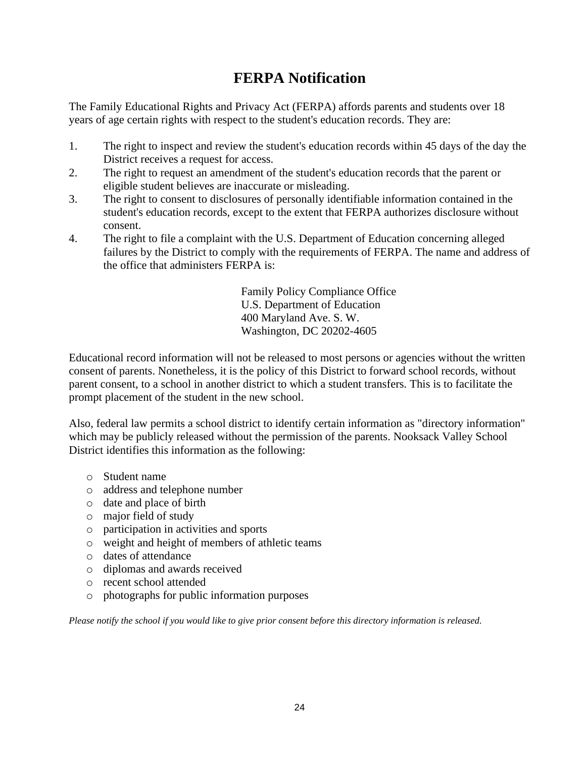# FERPA Notification

The Family Educational Rights and Privacy Act (FERPA) affords parents and students over 18 years of age certain rights with respect to the student's education records. They are:

1. The right to inspect and review the student's education records within 45 days of the day the District receives a request for access.
2. The right to request an amendment of the student's education records that the parent or eligible student believes are inaccurate or misleading.
3. The right to consent to disclosures of personally identifiable information contained in the student's education records, except to the extent that FERPA authorizes disclosure without consent.
4. The right to file a complaint with the U.S. Department of Education concerning alleged failures by the District to comply with the requirements of FERPA. The name and address of the office that administers FERPA is:

   Family Policy Compliance Office
   U.S. Department of Education
   400 Maryland Ave. S. W.
   Washington, DC 20202-4605

Educational record information will not be released to most persons or agencies without the written consent of parents. Nonetheless, it is the policy of this District to forward school records, without parent consent, to a school in another district to which a student transfers. This is to facilitate the prompt placement of the student in the new school.

Also, federal law permits a school district to identify certain information as "directory information" which may be publicly released without the permission of the parents. Nooksack Valley School District identifies this information as the following:

- Student name
- address and telephone number
- date and place of birth
- major field of study
- participation in activities and sports
- weight and height of members of athletic teams
- dates of attendance
- diplomas and awards received
- recent school attended
- photographs for public information purposes

*Please notify the school if you would like to give prior consent before this directory information is released.*